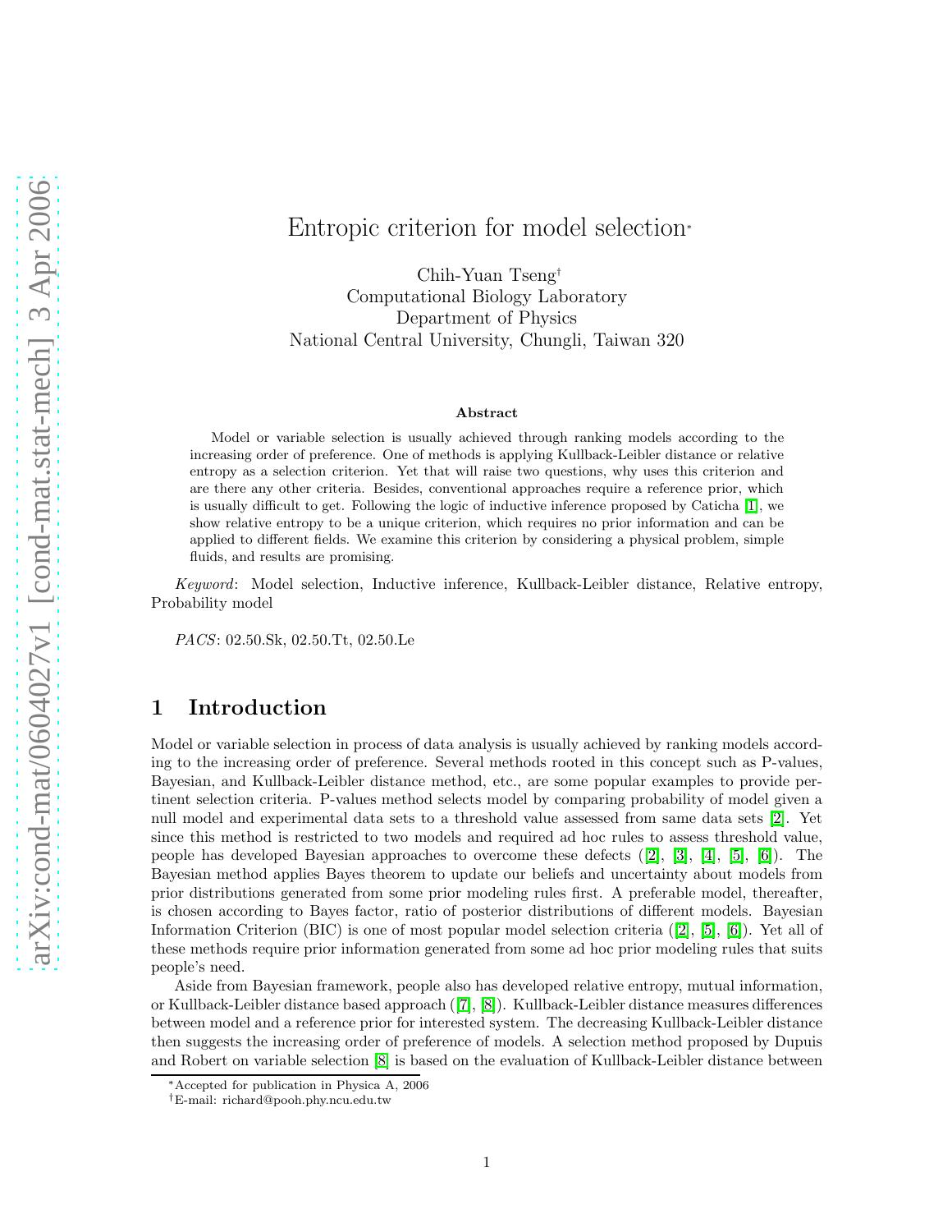# Entropic criterion for model selection*

Chih-Yuan Tseng†  
Computational Biology Laboratory  
Department of Physics  
National Central University, Chungli, Taiwan 320

### Abstract

Model or variable selection is usually achieved through ranking models according to the increasing order of preference. One of methods is applying Kullback-Leibler distance or relative entropy as a selection criterion. Yet that will raise two questions, why uses this criterion and are there any other criteria. Besides, conventional approaches require a reference prior, which is usually difficult to get. Following the logic of inductive inference proposed by Caticha [1], we show relative entropy to be a unique criterion, which requires no prior information and can be applied to different fields. We examine this criterion by considering a physical problem, simple fluids, and results are promising.

*Keyword*: Model selection, Inductive inference, Kullback-Leibler distance, Relative entropy, Probability model

*PACS*: 02.50.Sk, 02.50.Tt, 02.50.Le

## 1 Introduction

Model or variable selection in process of data analysis is usually achieved by ranking models according to the increasing order of preference. Several methods rooted in this concept such as P-values, Bayesian, and Kullback-Leibler distance method, etc., are some popular examples to provide pertinent selection criteria. P-values method selects model by comparing probability of model given a null model and experimental data sets to a threshold value assessed from same data sets [2]. Yet since this method is restricted to two models and required ad hoc rules to assess threshold value, people has developed Bayesian approaches to overcome these defects ([2], [3], [4], [5], [6]). The Bayesian method applies Bayes theorem to update our beliefs and uncertainty about models from prior distributions generated from some prior modeling rules first. A preferable model, thereafter, is chosen according to Bayes factor, ratio of posterior distributions of different models. Bayesian Information Criterion (BIC) is one of most popular model selection criteria ([2], [5], [6]). Yet all of these methods require prior information generated from some ad hoc prior modeling rules that suits people's need.

Aside from Bayesian framework, people also has developed relative entropy, mutual information, or Kullback-Leibler distance based approach ([7], [8]). Kullback-Leibler distance measures differences between model and a reference prior for interested system. The decreasing Kullback-Leibler distance then suggests the increasing order of preference of models. A selection method proposed by Dupuis and Robert on variable selection [8] is based on the evaluation of Kullback-Leibler distance between

---

*Accepted for publication in Physica A, 2006

†E-mail: richard@pooh.phy.ncu.edu.tw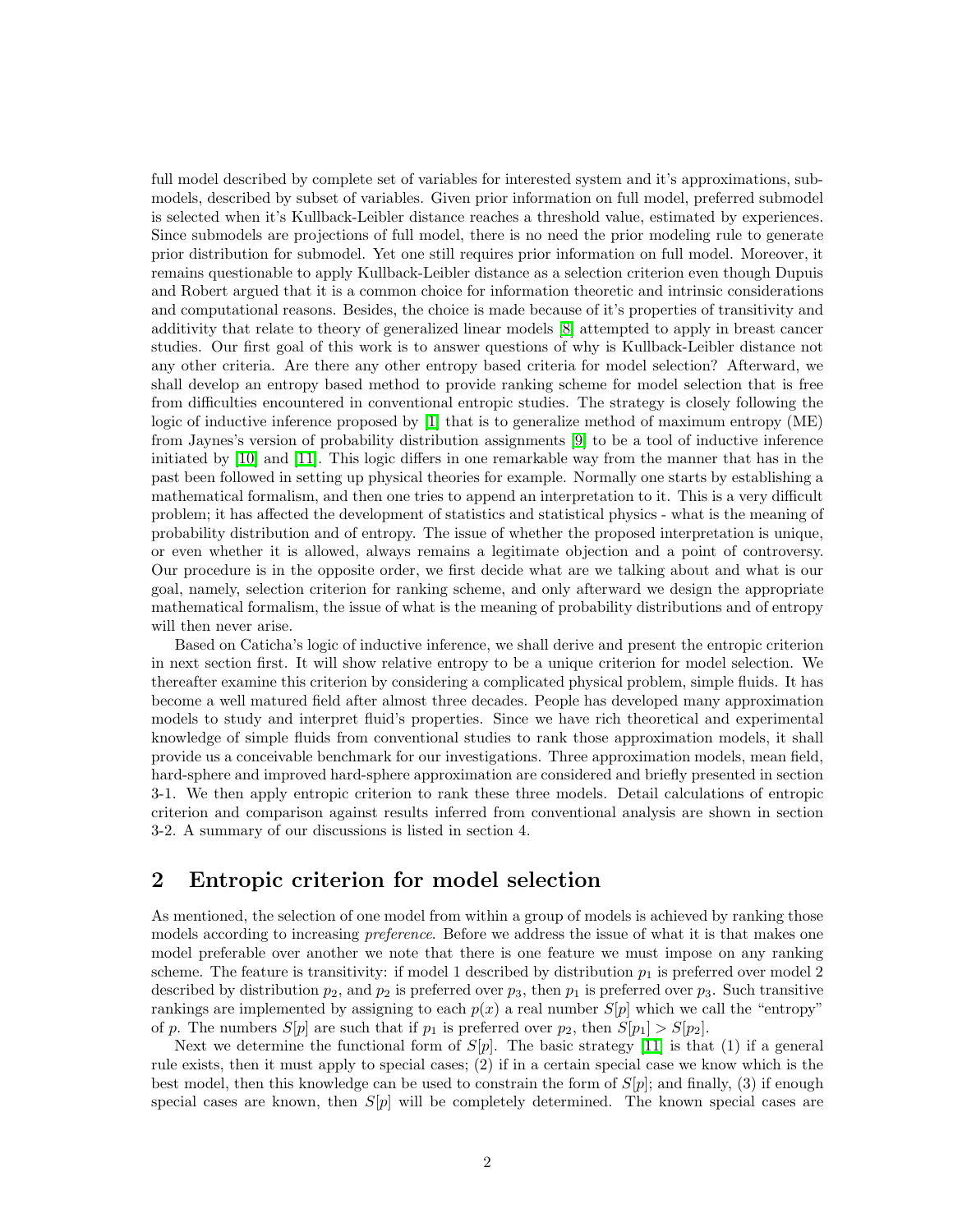full model described by complete set of variables for interested system and it's approximations, submodels, described by subset of variables. Given prior information on full model, preferred submodel is selected when it's Kullback-Leibler distance reaches a threshold value, estimated by experiences. Since submodels are projections of full model, there is no need the prior modeling rule to generate prior distribution for submodel. Yet one still requires prior information on full model. Moreover, it remains questionable to apply Kullback-Leibler distance as a selection criterion even though Dupuis and Robert argued that it is a common choice for information theoretic and intrinsic considerations and computational reasons. Besides, the choice is made because of it's properties of transitivity and additivity that relate to theory of generalized linear models [8] attempted to apply in breast cancer studies. Our first goal of this work is to answer questions of why is Kullback-Leibler distance not any other criteria. Are there any other entropy based criteria for model selection? Afterward, we shall develop an entropy based method to provide ranking scheme for model selection that is free from difficulties encountered in conventional entropic studies. The strategy is closely following the logic of inductive inference proposed by [1] that is to generalize method of maximum entropy (ME) from Jaynes's version of probability distribution assignments [9] to be a tool of inductive inference initiated by [10] and [11]. This logic differs in one remarkable way from the manner that has in the past been followed in setting up physical theories for example. Normally one starts by establishing a mathematical formalism, and then one tries to append an interpretation to it. This is a very difficult problem; it has affected the development of statistics and statistical physics - what is the meaning of probability distribution and of entropy. The issue of whether the proposed interpretation is unique, or even whether it is allowed, always remains a legitimate objection and a point of controversy. Our procedure is in the opposite order, we first decide what are we talking about and what is our goal, namely, selection criterion for ranking scheme, and only afterward we design the appropriate mathematical formalism, the issue of what is the meaning of probability distributions and of entropy will then never arise.

Based on Caticha's logic of inductive inference, we shall derive and present the entropic criterion in next section first. It will show relative entropy to be a unique criterion for model selection. We thereafter examine this criterion by considering a complicated physical problem, simple fluids. It has become a well matured field after almost three decades. People has developed many approximation models to study and interpret fluid's properties. Since we have rich theoretical and experimental knowledge of simple fluids from conventional studies to rank those approximation models, it shall provide us a conceivable benchmark for our investigations. Three approximation models, mean field, hard-sphere and improved hard-sphere approximation are considered and briefly presented in section 3-1. We then apply entropic criterion to rank these three models. Detail calculations of entropic criterion and comparison against results inferred from conventional analysis are shown in section 3-2. A summary of our discussions is listed in section 4.

## 2 Entropic criterion for model selection

As mentioned, the selection of one model from within a group of models is achieved by ranking those models according to increasing *preference*. Before we address the issue of what it is that makes one model preferable over another we note that there is one feature we must impose on any ranking scheme. The feature is transitivity: if model 1 described by distribution $p_1$ is preferred over model 2 described by distribution $p_2$, and $p_2$ is preferred over $p_3$, then $p_1$ is preferred over $p_3$. Such transitive rankings are implemented by assigning to each $p(x)$ a real number $S[p]$ which we call the "entropy" of $p$. The numbers $S[p]$ are such that if $p_1$ is preferred over $p_2$, then $S[p_1] > S[p_2]$.

Next we determine the functional form of $S[p]$. The basic strategy [11] is that (1) if a general rule exists, then it must apply to special cases; (2) if in a certain special case we know which is the best model, then this knowledge can be used to constrain the form of $S[p]$; and finally, (3) if enough special cases are known, then $S[p]$ will be completely determined. The known special cases are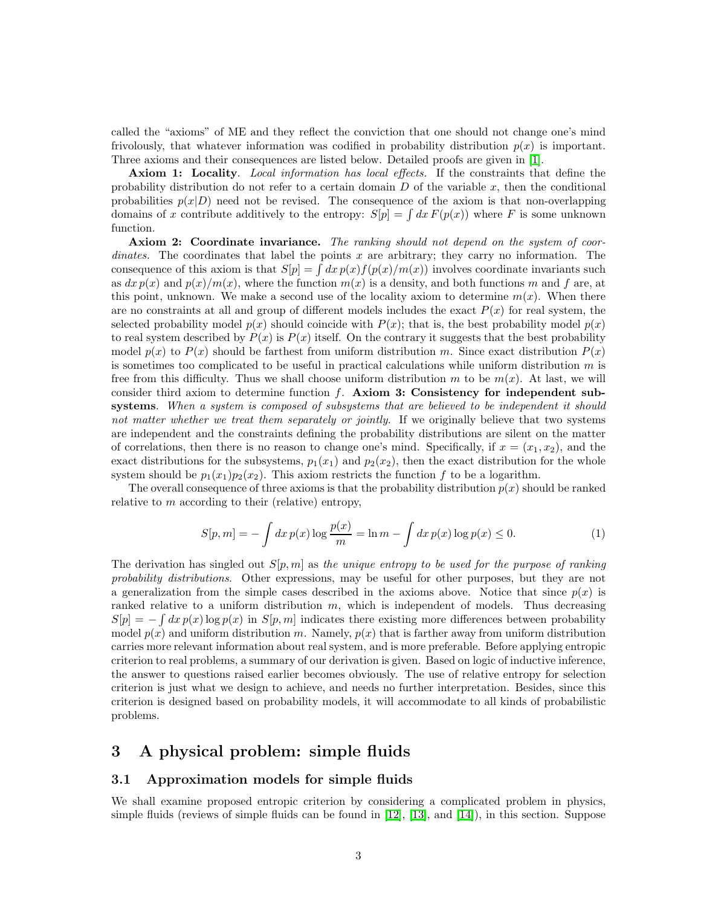called the "axioms" of ME and they reflect the conviction that one should not change one's mind frivolously, that whatever information was codified in probability distribution $p(x)$ is important. Three axioms and their consequences are listed below. Detailed proofs are given in [1].

**Axiom 1: Locality**. *Local information has local effects.* If the constraints that define the probability distribution do not refer to a certain domain $D$ of the variable $x$, then the conditional probabilities $p(x|D)$ need not be revised. The consequence of the axiom is that non-overlapping domains of $x$ contribute additively to the entropy: $S[p] = \int dx\, F(p(x))$ where $F$ is some unknown function.

**Axiom 2: Coordinate invariance.** *The ranking should not depend on the system of coordinates.* The coordinates that label the points $x$ are arbitrary; they carry no information. The consequence of this axiom is that $S[p] = \int dx\, p(x) f(p(x)/m(x))$ involves coordinate invariants such as $dx\, p(x)$ and $p(x)/m(x)$, where the function $m(x)$ is a density, and both functions $m$ and $f$ are, at this point, unknown. We make a second use of the locality axiom to determine $m(x)$. When there are no constraints at all and group of different models includes the exact $P(x)$ for real system, the selected probability model $p(x)$ should coincide with $P(x)$; that is, the best probability model $p(x)$ to real system described by $P(x)$ is $P(x)$ itself. On the contrary it suggests that the best probability model $p(x)$ to $P(x)$ should be farthest from uniform distribution $m$. Since exact distribution $P(x)$ is sometimes too complicated to be useful in practical calculations while uniform distribution $m$ is free from this difficulty. Thus we shall choose uniform distribution $m$ to be $m(x)$. At last, we will consider third axiom to determine function $f$. **Axiom 3: Consistency for independent subsystems**. *When a system is composed of subsystems that are believed to be independent it should not matter whether we treat them separately or jointly.* If we originally believe that two systems are independent and the constraints defining the probability distributions are silent on the matter of correlations, then there is no reason to change one's mind. Specifically, if $x = (x_1, x_2)$, and the exact distributions for the subsystems, $p_1(x_1)$ and $p_2(x_2)$, then the exact distribution for the whole system should be $p_1(x_1)p_2(x_2)$. This axiom restricts the function $f$ to be a logarithm.

The overall consequence of three axioms is that the probability distribution $p(x)$ should be ranked relative to $m$ according to their (relative) entropy,

$$S[p, m] = -\int dx\, p(x) \log \frac{p(x)}{m} = \ln m - \int dx\, p(x) \log p(x) \leq 0. \tag{1}$$

The derivation has singled out $S[p, m]$ as *the unique entropy to be used for the purpose of ranking probability distributions*. Other expressions, may be useful for other purposes, but they are not a generalization from the simple cases described in the axioms above. Notice that since $p(x)$ is ranked relative to a uniform distribution $m$, which is independent of models. Thus decreasing $S[p] = -\int dx\, p(x) \log p(x)$ in $S[p, m]$ indicates there existing more differences between probability model $p(x)$ and uniform distribution $m$. Namely, $p(x)$ that is farther away from uniform distribution carries more relevant information about real system, and is more preferable. Before applying entropic criterion to real problems, a summary of our derivation is given. Based on logic of inductive inference, the answer to questions raised earlier becomes obviously. The use of relative entropy for selection criterion is just what we design to achieve, and needs no further interpretation. Besides, since this criterion is designed based on probability models, it will accommodate to all kinds of probabilistic problems.

## 3 A physical problem: simple fluids

### 3.1 Approximation models for simple fluids

We shall examine proposed entropic criterion by considering a complicated problem in physics, simple fluids (reviews of simple fluids can be found in [12], [13], and [14]), in this section. Suppose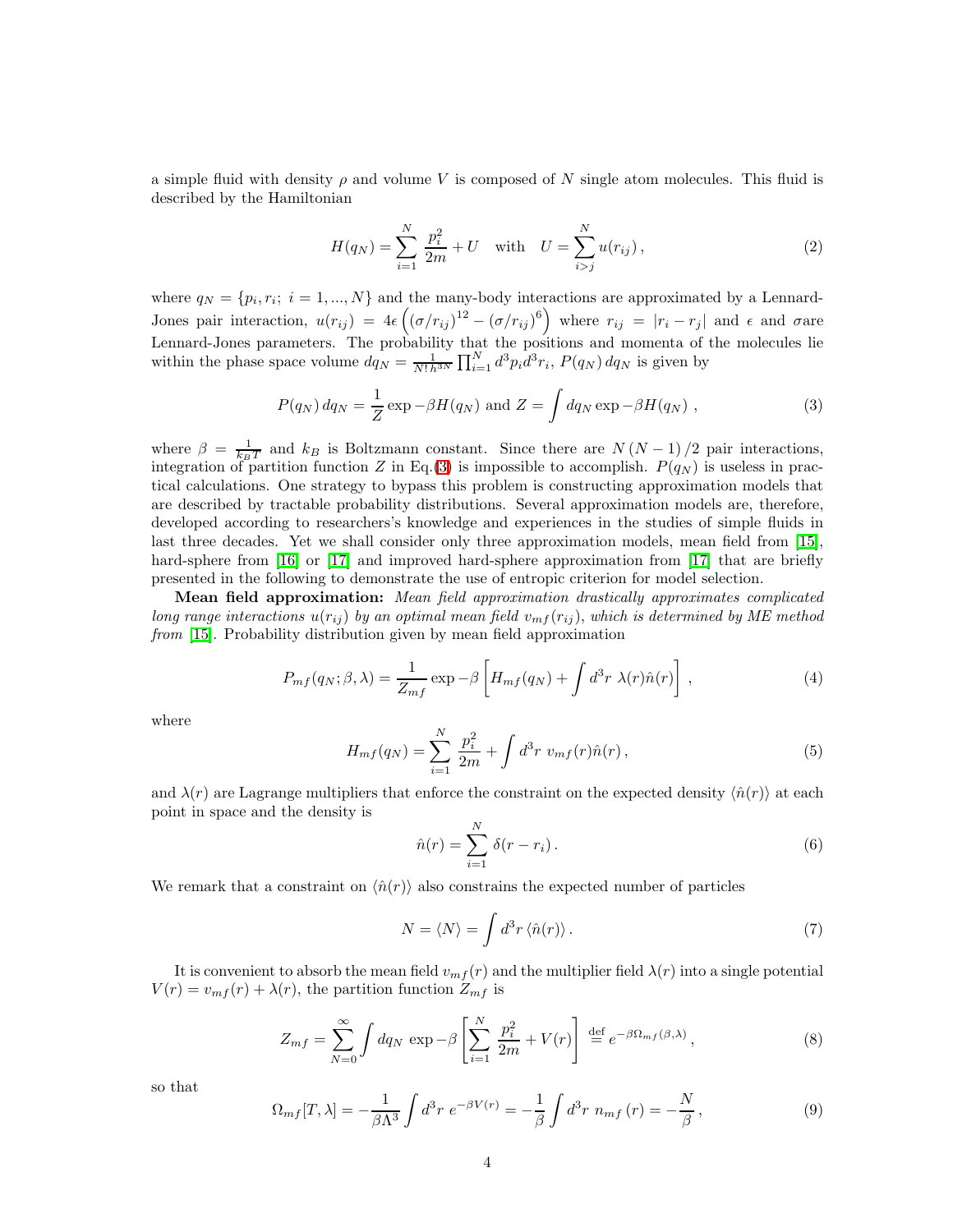a simple fluid with density $\rho$ and volume $V$ is composed of $N$ single atom molecules. This fluid is described by the Hamiltonian

$$H(q_N) = \sum_{i=1}^{N} \frac{p_i^2}{2m} + U \quad \text{with} \quad U = \sum_{i>j}^{N} u(r_{ij})\,, \tag{2}$$

where $q_N = \{p_i, r_i;\ i = 1, ..., N\}$ and the many-body interactions are approximated by a Lennard-Jones pair interaction, $u(r_{ij}) = 4\epsilon\left((\sigma/r_{ij})^{12} - (\sigma/r_{ij})^{6}\right)$ where $r_{ij} = |r_i - r_j|$ and $\epsilon$ and $\sigma$are Lennard-Jones parameters. The probability that the positions and momenta of the molecules lie within the phase space volume $dq_N = \frac{1}{N!h^{3N}} \prod_{i=1}^{N} d^3p_i d^3r_i$, $P(q_N)\, dq_N$ is given by

$$P(q_N)\, dq_N = \frac{1}{Z} \exp -\beta H(q_N) \text{ and } Z = \int dq_N \exp -\beta H(q_N)\ , \tag{3}$$

where $\beta = \frac{1}{k_B T}$ and $k_B$ is Boltzmann constant. Since there are $N\,(N-1)\,/2$ pair interactions, integration of partition function $Z$ in Eq.(3) is impossible to accomplish. $P(q_N)$ is useless in practical calculations. One strategy to bypass this problem is constructing approximation models that are described by tractable probability distributions. Several approximation models are, therefore, developed according to researchers's knowledge and experiences in the studies of simple fluids in last three decades. Yet we shall consider only three approximation models, mean field from [15], hard-sphere from [16] or [17] and improved hard-sphere approximation from [17] that are briefly presented in the following to demonstrate the use of entropic criterion for model selection.

**Mean field approximation:** *Mean field approximation drastically approximates complicated long range interactions $u(r_{ij})$ by an optimal mean field $v_{mf}(r_{ij})$, which is determined by ME method from* [15]. Probability distribution given by mean field approximation

$$P_{mf}(q_N; \beta, \lambda) = \frac{1}{Z_{mf}} \exp -\beta \left[ H_{mf}(q_N) + \int d^3r\ \lambda(r)\hat{n}(r) \right]\ , \tag{4}$$

where

$$H_{mf}(q_N) = \sum_{i=1}^{N} \frac{p_i^2}{2m} + \int d^3r\ v_{mf}(r)\hat{n}(r)\,, \tag{5}$$

and $\lambda(r)$ are Lagrange multipliers that enforce the constraint on the expected density $\langle \hat{n}(r) \rangle$ at each point in space and the density is

$$\hat{n}(r) = \sum_{i=1}^{N} \delta(r - r_i)\,. \tag{6}$$

We remark that a constraint on $\langle \hat{n}(r) \rangle$ also constrains the expected number of particles

$$N = \langle N \rangle = \int d^3r\, \langle \hat{n}(r) \rangle\,. \tag{7}$$

It is convenient to absorb the mean field $v_{mf}(r)$ and the multiplier field $\lambda(r)$ into a single potential $V(r) = v_{mf}(r) + \lambda(r)$, the partition function $Z_{mf}$ is

$$Z_{mf} = \sum_{N=0}^{\infty} \int dq_N\ \exp -\beta \left[ \sum_{i=1}^{N} \frac{p_i^2}{2m} + V(r) \right] \stackrel{\text{def}}{=} e^{-\beta\Omega_{mf}(\beta,\lambda)}\,, \tag{8}$$

so that

$$\Omega_{mf}[T, \lambda] = -\frac{1}{\beta\Lambda^3} \int d^3r\ e^{-\beta V(r)} = -\frac{1}{\beta} \int d^3r\ n_{mf}(r) = -\frac{N}{\beta}\,, \tag{9}$$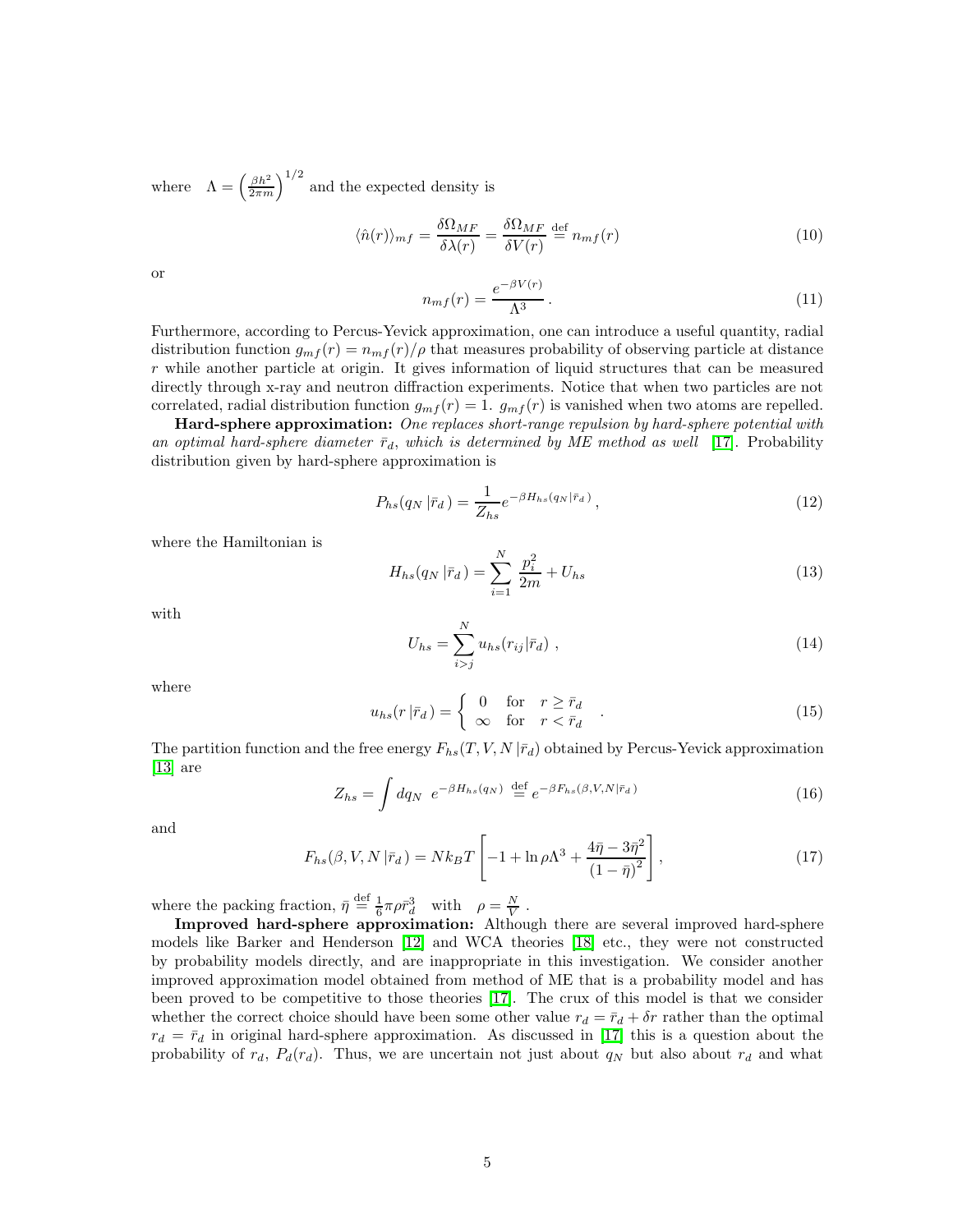where $\Lambda = \left(\frac{\beta h^2}{2\pi m}\right)^{1/2}$ and the expected density is

$$\langle \hat{n}(r) \rangle_{mf} = \frac{\delta \Omega_{MF}}{\delta \lambda(r)} = \frac{\delta \Omega_{MF}}{\delta V(r)} \stackrel{\text{def}}{=} n_{mf}(r) \tag{10}$$

or

$$n_{mf}(r) = \frac{e^{-\beta V(r)}}{\Lambda^3} \, . \tag{11}$$

Furthermore, according to Percus-Yevick approximation, one can introduce a useful quantity, radial distribution function $g_{mf}(r) = n_{mf}(r)/\rho$ that measures probability of observing particle at distance $r$ while another particle at origin. It gives information of liquid structures that can be measured directly through x-ray and neutron diffraction experiments. Notice that when two particles are not correlated, radial distribution function $g_{mf}(r) = 1$. $g_{mf}(r)$ is vanished when two atoms are repelled.

**Hard-sphere approximation:** *One replaces short-range repulsion by hard-sphere potential with an optimal hard-sphere diameter $\bar{r}_d$, which is determined by ME method as well* [17]. Probability distribution given by hard-sphere approximation is

$$P_{hs}(q_N \,|\bar{r}_d\,) = \frac{1}{Z_{hs}} e^{-\beta H_{hs}(q_N \,|\bar{r}_d\,)} \, , \tag{12}$$

where the Hamiltonian is

$$H_{hs}(q_N \,|\bar{r}_d\,) = \sum_{i=1}^{N} \frac{p_i^2}{2m} + U_{hs} \tag{13}$$

with

$$U_{hs} = \sum_{i>j}^{N} u_{hs}(r_{ij} |\bar{r}_d) \; , \tag{14}$$

where

$$u_{hs}(r \,|\bar{r}_d\,) = \begin{cases} 0 & \text{for} \quad r \geq \bar{r}_d \\ \infty & \text{for} \quad r < \bar{r}_d \end{cases} \; . \tag{15}$$

The partition function and the free energy $F_{hs}(T, V, N \,|\bar{r}_d)$ obtained by Percus-Yevick approximation [13] are

$$Z_{hs} = \int dq_N \;\; e^{-\beta H_{hs}(q_N)} \stackrel{\text{def}}{=} e^{-\beta F_{hs}(\beta, V, N|\bar{r}_d\,)} \tag{16}$$

and

$$F_{hs}(\beta, V, N \,|\bar{r}_d\,) = N k_B T \left[ -1 + \ln \rho \Lambda^3 + \frac{4\bar{\eta} - 3\bar{\eta}^2}{(1-\bar{\eta})^2} \right] , \tag{17}$$

where the packing fraction, $\bar{\eta} \stackrel{\text{def}}{=} \frac{1}{6}\pi\rho\bar{r}_d^3$ with $\rho = \frac{N}{V}$ .

**Improved hard-sphere approximation:** Although there are several improved hard-sphere models like Barker and Henderson [12] and WCA theories [18] etc., they were not constructed by probability models directly, and are inappropriate in this investigation. We consider another improved approximation model obtained from method of ME that is a probability model and has been proved to be competitive to those theories [17]. The crux of this model is that we consider whether the correct choice should have been some other value $r_d = \bar{r}_d + \delta r$ rather than the optimal $r_d = \bar{r}_d$ in original hard-sphere approximation. As discussed in [17] this is a question about the probability of $r_d$, $P_d(r_d)$. Thus, we are uncertain not just about $q_N$ but also about $r_d$ and what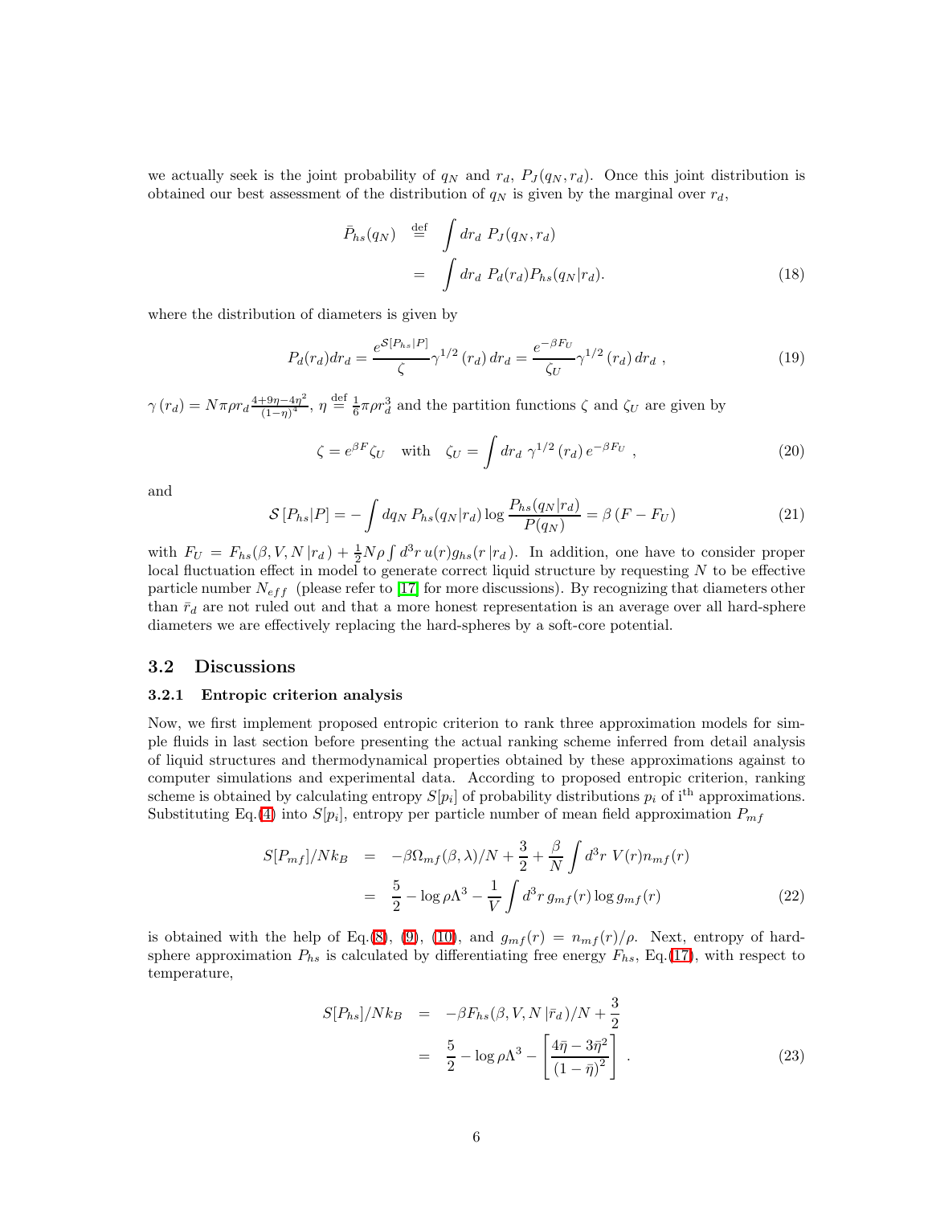we actually seek is the joint probability of $q_N$ and $r_d$, $P_J(q_N, r_d)$. Once this joint distribution is obtained our best assessment of the distribution of $q_N$ is given by the marginal over $r_d$,

$$
\begin{aligned}
\bar{P}_{hs}(q_N) &\stackrel{\text{def}}{=} \int dr_d \; P_J(q_N, r_d) \\
&= \int dr_d \; P_d(r_d) P_{hs}(q_N|r_d).
\end{aligned} \tag{18}
$$

where the distribution of diameters is given by

$$
P_d(r_d)dr_d = \frac{e^{\mathcal{S}[P_{hs}|P]}}{\zeta}\gamma^{1/2}(r_d)\, dr_d = \frac{e^{-\beta F_U}}{\zeta_U}\gamma^{1/2}(r_d)\, dr_d \;, \tag{19}
$$

$\gamma(r_d) = N\pi\rho r_d \frac{4+9\eta-4\eta^2}{(1-\eta)^4}$, $\eta \stackrel{\text{def}}{=} \frac{1}{6}\pi\rho r_d^3$ and the partition functions $\zeta$ and $\zeta_U$ are given by

$$
\zeta = e^{\beta F}\zeta_U \quad \text{with} \quad \zeta_U = \int dr_d \; \gamma^{1/2}(r_d)\, e^{-\beta F_U} \;, \tag{20}
$$

and

$$
\mathcal{S}[P_{hs}|P] = -\int dq_N \; P_{hs}(q_N|r_d) \log \frac{P_{hs}(q_N|r_d)}{P(q_N)} = \beta(F - F_U) \tag{21}
$$

with $F_U = F_{hs}(\beta, V, N\,|r_d) + \frac{1}{2}N\rho\int d^3r\, u(r) g_{hs}(r\,|r_d)$. In addition, one have to consider proper local fluctuation effect in model to generate correct liquid structure by requesting $N$ to be effective particle number $N_{eff}$ (please refer to [17] for more discussions). By recognizing that diameters other than $\bar{r}_d$ are not ruled out and that a more honest representation is an average over all hard-sphere diameters we are effectively replacing the hard-spheres by a soft-core potential.

## 3.2 Discussions

### 3.2.1 Entropic criterion analysis

Now, we first implement proposed entropic criterion to rank three approximation models for simple fluids in last section before presenting the actual rank scheme inferred from detail analysis of liquid structures and thermodynamical properties obtained by these approximations against to computer simulations and experimental data. According to proposed entropic criterion, ranking scheme is obtained by calculating entropy $S[p_i]$ of probability distributions $p_i$ of i$^{\text{th}}$ approximations. Substituting Eq.(4) into $S[p_i]$, entropy per particle number of mean field approximation $P_{mf}$

$$
\begin{aligned}
S[P_{mf}]/Nk_B &= -\beta\Omega_{mf}(\beta,\lambda)/N + \frac{3}{2} + \frac{\beta}{N}\int d^3r \; V(r) n_{mf}(r) \\
&= \frac{5}{2} - \log \rho\Lambda^3 - \frac{1}{V}\int d^3r \, g_{mf}(r) \log g_{mf}(r)
\end{aligned} \tag{22}
$$

is obtained with the help of Eq.(8), (9), (10), and $g_{mf}(r) = n_{mf}(r)/\rho$. Next, entropy of hard-sphere approximation $P_{hs}$ is calculated by differentiating free energy $F_{hs}$, Eq.(17), with respect to temperature,

$$
\begin{aligned}
S[P_{hs}]/Nk_B &= -\beta F_{hs}(\beta, V, N\,|\bar{r}_d)/N + \frac{3}{2} \\
&= \frac{5}{2} - \log \rho\Lambda^3 - \left[\frac{4\bar{\eta} - 3\bar{\eta}^2}{(1-\bar{\eta})^2}\right] \;.
\end{aligned} \tag{23}
$$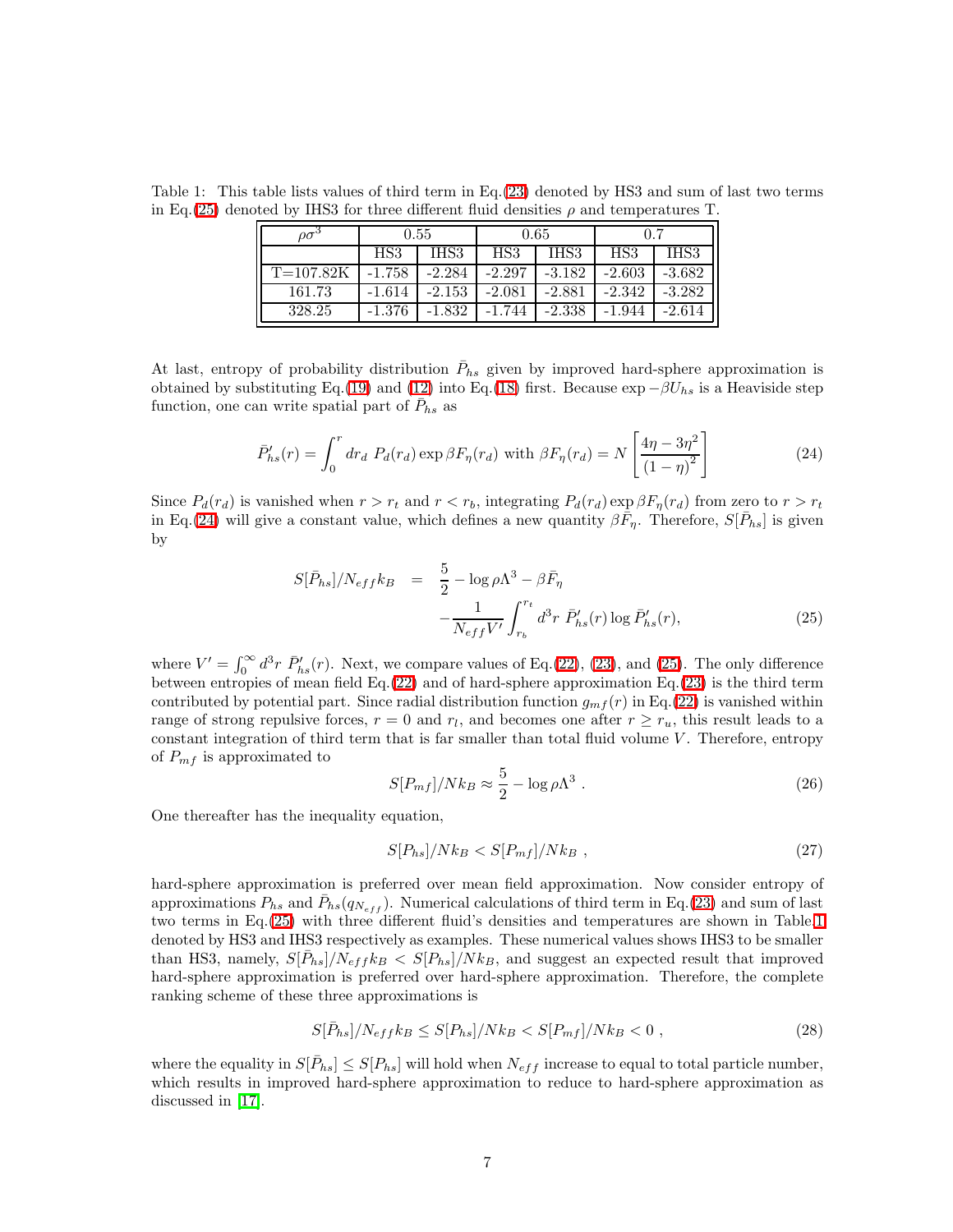Table 1: This table lists values of third term in Eq.(23) denoted by HS3 and sum of last two terms in Eq.(25) denoted by IHS3 for three different fluid densities $\rho$ and temperatures T.

| $\rho\sigma^3$ | 0.55 | | 0.65 | | 0.7 | |
|---|---|---|---|---|---|---|
| | HS3 | IHS3 | HS3 | IHS3 | HS3 | IHS3 |
| T=107.82K | -1.758 | -2.284 | -2.297 | -3.182 | -2.603 | -3.682 |
| 161.73 | -1.614 | -2.153 | -2.081 | -2.881 | -2.342 | -3.282 |
| 328.25 | -1.376 | -1.832 | -1.744 | -2.338 | -1.944 | -2.614 |

At last, entropy of probability distribution $\bar{P}_{hs}$ given by improved hard-sphere approximation is obtained by substituting Eq.(19) and (12) into Eq.(18) first. Because $\exp -\beta U_{hs}$ is a Heaviside step function, one can write spatial part of $\bar{P}_{hs}$ as

$$\bar{P}'_{hs}(r) = \int_0^r dr_d \; P_d(r_d) \exp \beta F_\eta(r_d) \text{ with } \beta F_\eta(r_d) = N \left[ \frac{4\eta - 3\eta^2}{(1-\eta)^2} \right] \tag{24}$$

Since $P_d(r_d)$ is vanished when $r > r_t$ and $r < r_b$, integrating $P_d(r_d) \exp \beta F_\eta(r_d)$ from zero to $r > r_t$ in Eq.(24) will give a constant value, which defines a new quantity $\beta\bar{F}_\eta$. Therefore, $S[\bar{P}_{hs}]$ is given by

$$\begin{aligned} S[\bar{P}_{hs}]/N_{eff}k_B &= \frac{5}{2} - \log \rho\Lambda^3 - \beta\bar{F}_\eta \\ &\quad - \frac{1}{N_{eff}V'} \int_{r_b}^{r_t} d^3r \; \bar{P}'_{hs}(r) \log \bar{P}'_{hs}(r), \end{aligned} \tag{25}$$

where $V' = \int_0^\infty d^3r \; \bar{P}'_{hs}(r)$. Next, we compare values of Eq.(22), (23), and (25). The only difference between entropies of mean field Eq.(22) and of hard-sphere approximation Eq.(23) is the third term contributed by potential part. Since radial distribution function $g_{mf}(r)$ in Eq.(22) is vanished within range of strong repulsive forces, $r = 0$ and $r_l$, and becomes one after $r \geq r_u$, this result leads to a constant integration of third term that is far smaller than total fluid volume $V$. Therefore, entropy of $P_{mf}$ is approximated to

$$S[P_{mf}]/Nk_B \approx \frac{5}{2} - \log \rho\Lambda^3 \; . \tag{26}$$

One thereafter has the inequality equation,

$$S[P_{hs}]/Nk_B < S[P_{mf}]/Nk_B \; , \tag{27}$$

hard-sphere approximation is preferred over mean field approximation. Now consider entropy of approximations $P_{hs}$ and $\bar{P}_{hs}(q_{N_{eff}})$. Numerical calculations of third term in Eq.(23) and sum of last two terms in Eq.(25) with three different fluid's densities and temperatures are shown in Table 1 denoted by HS3 and IHS3 respectively as examples. These numerical values shows IHS3 to be smaller than HS3, namely, $S[\bar{P}_{hs}]/N_{eff}k_B < S[P_{hs}]/Nk_B$, and suggest an expected result that improved hard-sphere approximation is preferred over hard-sphere approximation. Therefore, the complete ranking scheme of these three approximations is

$$S[\bar{P}_{hs}]/N_{eff}k_B \leq S[P_{hs}]/Nk_B < S[P_{mf}]/Nk_B < 0 \; , \tag{28}$$

where the equality in $S[\bar{P}_{hs}] \leq S[P_{hs}]$ will hold when $N_{eff}$ increase to equal to total particle number, which results in improved hard-sphere approximation to reduce to hard-sphere approximation as discussed in [17].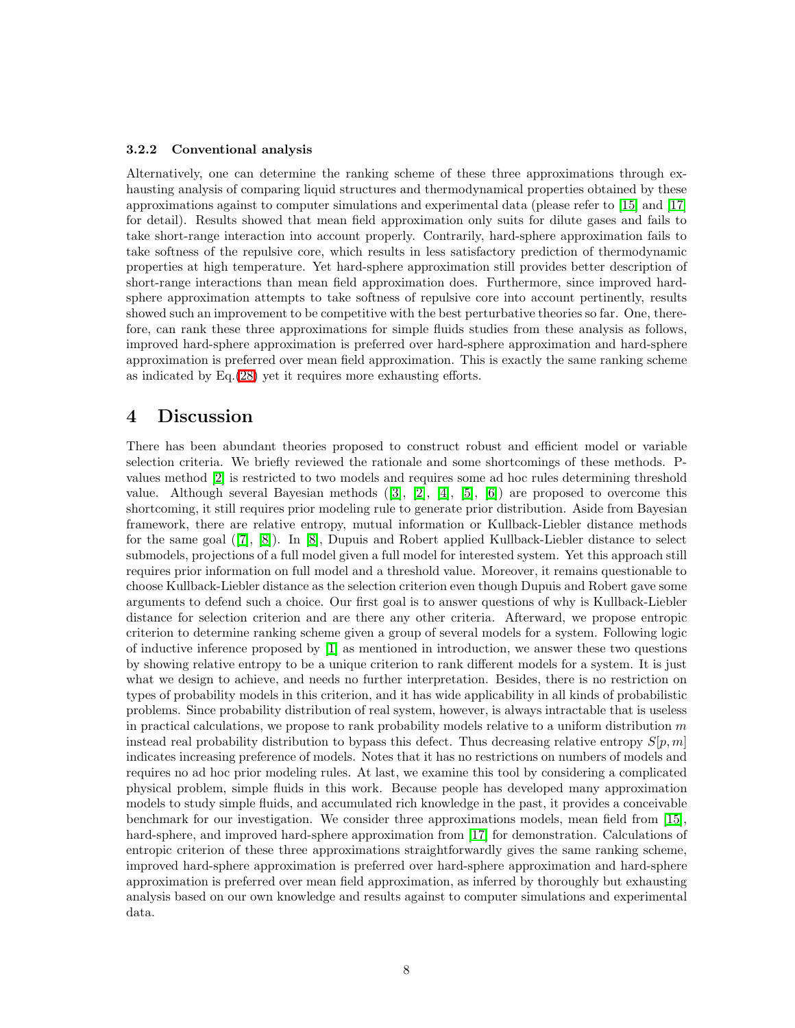### 3.2.2 Conventional analysis

Alternatively, one can determine the ranking scheme of these three approximations through exhausting analysis of comparing liquid structures and thermodynamical properties obtained by these approximations against to computer simulations and experimental data (please refer to [15] and [17] for detail). Results showed that mean field approximation only suits for dilute gases and fails to take short-range interaction into account properly. Contrarily, hard-sphere approximation fails to take softness of the repulsive core, which results in less satisfactory prediction of thermodynamic properties at high temperature. Yet hard-sphere approximation still provides better description of short-range interactions than mean field approximation does. Furthermore, since improved hard-sphere approximation attempts to take softness of repulsive core into account pertinently, results showed such an improvement to be competitive with the best perturbative theories so far. One, therefore, can rank these three approximations for simple fluids studies from these analysis as follows, improved hard-sphere approximation is preferred over hard-sphere approximation and hard-sphere approximation is preferred over mean field approximation. This is exactly the same ranking scheme as indicated by Eq.(28) yet it requires more exhausting efforts.

# 4 Discussion

There has been abundant theories proposed to construct robust and efficient model or variable selection criteria. We briefly reviewed the rationale and some shortcomings of these methods. P-values method [2] is restricted to two models and requires some ad hoc rules determining threshold value. Although several Bayesian methods ([3], [2], [4], [5], [6]) are proposed to overcome this shortcoming, it still requires prior modeling rule to generate prior distribution. Aside from Bayesian framework, there are relative entropy, mutual information or Kullback-Liebler distance methods for the same goal ([7], [8]). In [8], Dupuis and Robert applied Kullback-Liebler distance to select submodels, projections of a full model given a full model for interested system. Yet this approach still requires prior information on full model and a threshold value. Moreover, it remains questionable to choose Kullback-Liebler distance as the selection criterion even though Dupuis and Robert gave some arguments to defend such a choice. Our first goal is to answer questions of why is Kullback-Liebler distance for selection criterion and are there any other criteria. Afterward, we propose entropic criterion to determine ranking scheme given a group of several models for a system. Following logic of inductive inference proposed by [1] as mentioned in introduction, we answer these two questions by showing relative entropy to be a unique criterion to rank different models for a system. It is just what we design to achieve, and needs no further interpretation. Besides, there is no restriction on types of probability models in this criterion, and it has wide applicability in all kinds of probabilistic problems. Since probability distribution of real system, however, is always intractable that is useless in practical calculations, we propose to rank probability models relative to a uniform distribution $m$ instead real probability distribution to bypass this defect. Thus decreasing relative entropy $S[p, m]$ indicates increasing preference of models. Notes that it has no restrictions on numbers of models and requires no ad hoc prior modeling rules. At last, we examine this tool by considering a complicated physical problem, simple fluids in this work. Because people has developed many approximation models to study simple fluids, and accumulated rich knowledge in the past, it provides a conceivable benchmark for our investigation. We consider three approximations models, mean field from [15], hard-sphere, and improved hard-sphere approximation from [17] for demonstration. Calculations of entropic criterion of these three approximations straightforwardly gives the same ranking scheme, improved hard-sphere approximation is preferred over hard-sphere approximation and hard-sphere approximation is preferred over mean field approximation, as inferred by thoroughly but exhausting analysis based on our own knowledge and results against to computer simulations and experimental data.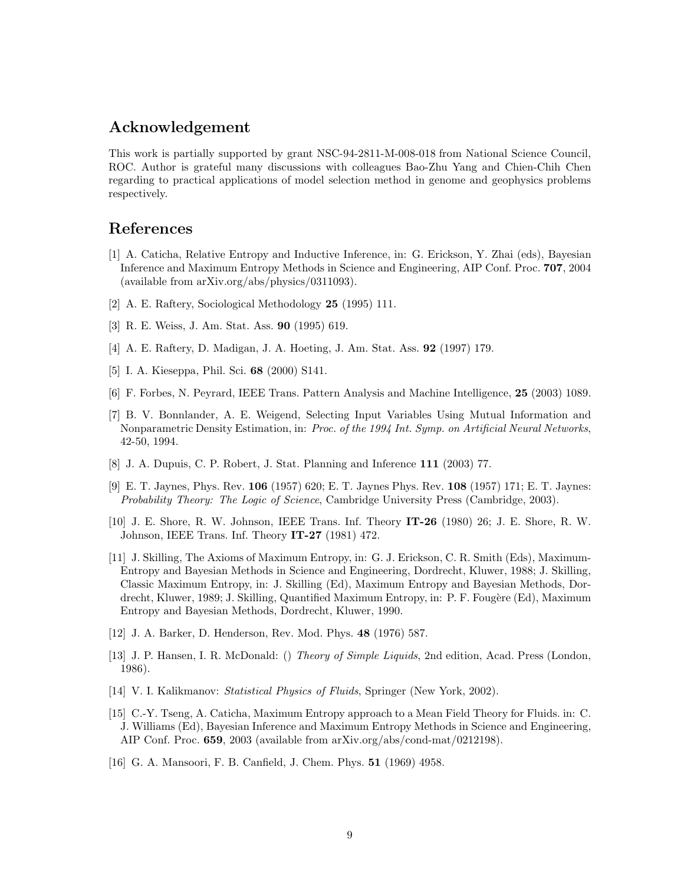## Acknowledgement

This work is partially supported by grant NSC-94-2811-M-008-018 from National Science Council, ROC. Author is grateful many discussions with colleagues Bao-Zhu Yang and Chien-Chih Chen regarding to practical applications of model selection method in genome and geophysics problems respectively.

## References

[1] A. Caticha, Relative Entropy and Inductive Inference, in: G. Erickson, Y. Zhai (eds), Bayesian Inference and Maximum Entropy Methods in Science and Engineering, AIP Conf. Proc. **707**, 2004 (available from arXiv.org/abs/physics/0311093).

[2] A. E. Raftery, Sociological Methodology **25** (1995) 111.

[3] R. E. Weiss, J. Am. Stat. Ass. **90** (1995) 619.

[4] A. E. Raftery, D. Madigan, J. A. Hoeting, J. Am. Stat. Ass. **92** (1997) 179.

[5] I. A. Kieseppa, Phil. Sci. **68** (2000) S141.

[6] F. Forbes, N. Peyrard, IEEE Trans. Pattern Analysis and Machine Intelligence, **25** (2003) 1089.

[7] B. V. Bonnlander, A. E. Weigend, Selecting Input Variables Using Mutual Information and Nonparametric Density Estimation, in: *Proc. of the 1994 Int. Symp. on Artificial Neural Networks*, 42-50, 1994.

[8] J. A. Dupuis, C. P. Robert, J. Stat. Planning and Inference **111** (2003) 77.

[9] E. T. Jaynes, Phys. Rev. **106** (1957) 620; E. T. Jaynes Phys. Rev. **108** (1957) 171; E. T. Jaynes: *Probability Theory: The Logic of Science*, Cambridge University Press (Cambridge, 2003).

[10] J. E. Shore, R. W. Johnson, IEEE Trans. Inf. Theory **IT-26** (1980) 26; J. E. Shore, R. W. Johnson, IEEE Trans. Inf. Theory **IT-27** (1981) 472.

[11] J. Skilling, The Axioms of Maximum Entropy, in: G. J. Erickson, C. R. Smith (Eds), Maximum-Entropy and Bayesian Methods in Science and Engineering, Dordrecht, Kluwer, 1988; J. Skilling, Classic Maximum Entropy, in: J. Skilling (Ed), Maximum Entropy and Bayesian Methods, Dordrecht, Kluwer, 1989; J. Skilling, Quantified Maximum Entropy, in: P. F. Fougère (Ed), Maximum Entropy and Bayesian Methods, Dordrecht, Kluwer, 1990.

[12] J. A. Barker, D. Henderson, Rev. Mod. Phys. **48** (1976) 587.

[13] J. P. Hansen, I. R. McDonald: () *Theory of Simple Liquids*, 2nd edition, Acad. Press (London, 1986).

[14] V. I. Kalikmanov: *Statistical Physics of Fluids*, Springer (New York, 2002).

[15] C.-Y. Tseng, A. Caticha, Maximum Entropy approach to a Mean Field Theory for Fluids. in: C. J. Williams (Ed), Bayesian Inference and Maximum Entropy Methods in Science and Engineering, AIP Conf. Proc. **659**, 2003 (available from arXiv.org/abs/cond-mat/0212198).

[16] G. A. Mansoori, F. B. Canfield, J. Chem. Phys. **51** (1969) 4958.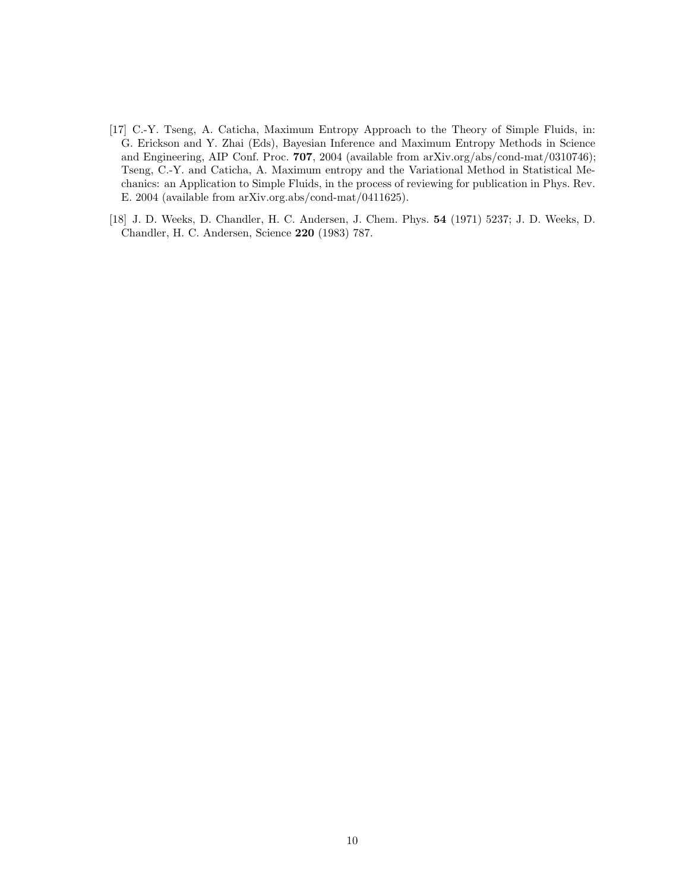[17] C.-Y. Tseng, A. Caticha, Maximum Entropy Approach to the Theory of Simple Fluids, in: G. Erickson and Y. Zhai (Eds), Bayesian Inference and Maximum Entropy Methods in Science and Engineering, AIP Conf. Proc. **707**, 2004 (available from arXiv.org/abs/cond-mat/0310746); Tseng, C.-Y. and Caticha, A. Maximum entropy and the Variational Method in Statistical Mechanics: an Application to Simple Fluids, in the process of reviewing for publication in Phys. Rev. E. 2004 (available from arXiv.org.abs/cond-mat/0411625).

[18] J. D. Weeks, D. Chandler, H. C. Andersen, J. Chem. Phys. **54** (1971) 5237; J. D. Weeks, D. Chandler, H. C. Andersen, Science **220** (1983) 787.